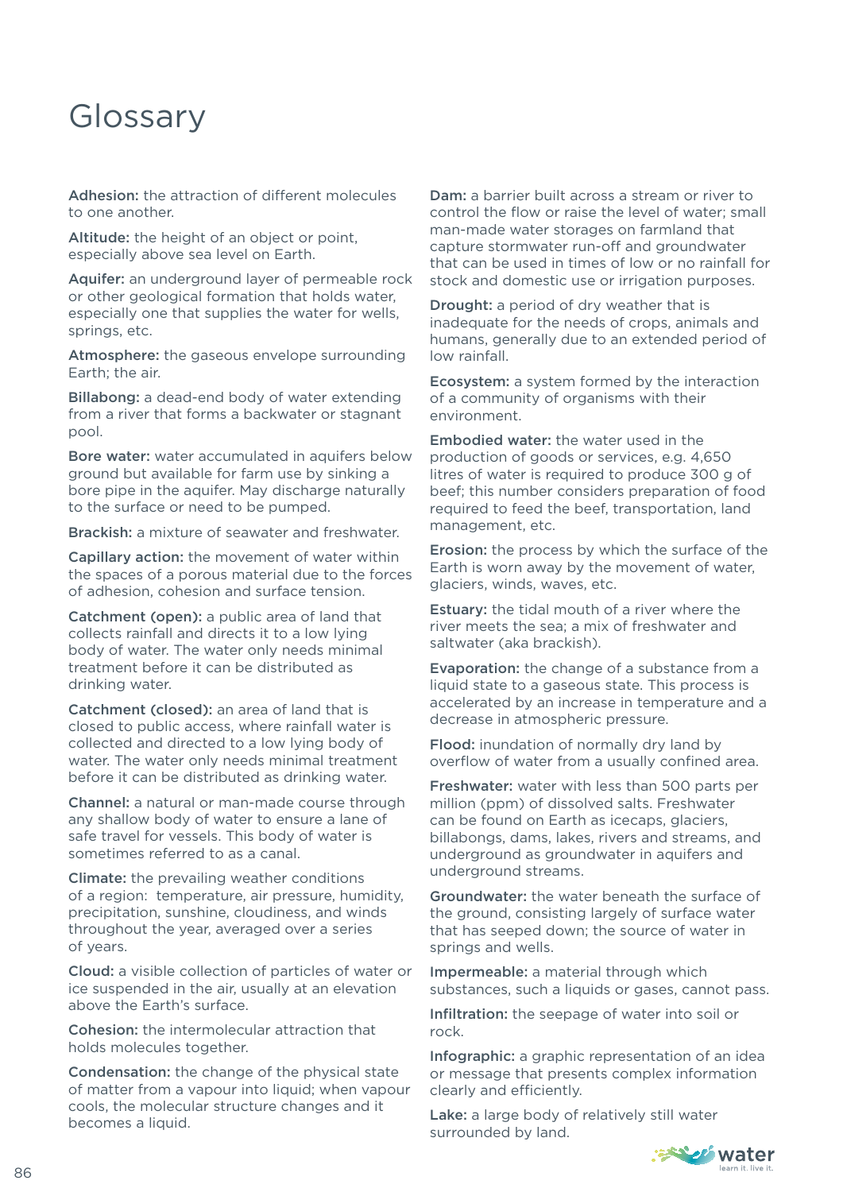# Glossary

**Adhesion:** the attraction of different molecules to one another.

**Altitude:** the height of an object or point, especially above sea level on Earth.

**Aquifer:** an underground layer of permeable rock or other geological formation that holds water, especially one that supplies the water for wells, springs, etc.

**Atmosphere:** the gaseous envelope surrounding Earth; the air.

**Billabong:** a dead-end body of water extending from a river that forms a backwater or stagnant pool.

**Bore water:** water accumulated in aquifers below ground but available for farm use by sinking a bore pipe in the aquifer. May discharge naturally to the surface or need to be pumped.

**Brackish:** a mixture of seawater and freshwater.

**Capillary action:** the movement of water within the spaces of a porous material due to the forces of adhesion, cohesion and surface tension.

**Catchment (open):** a public area of land that collects rainfall and directs it to a low lying body of water. The water only needs minimal treatment before it can be distributed as drinking water.

**Catchment (closed):** an area of land that is closed to public access, where rainfall water is collected and directed to a low lying body of water. The water only needs minimal treatment before it can be distributed as drinking water.

**Channel:** a natural or man-made course through any shallow body of water to ensure a lane of safe travel for vessels. This body of water is sometimes referred to as a canal.

**Climate:** the prevailing weather conditions of a region: temperature, air pressure, humidity, precipitation, sunshine, cloudiness, and winds throughout the year, averaged over a series of years.

**Cloud:** a visible collection of particles of water or ice suspended in the air, usually at an elevation above the Earth's surface.

**Cohesion:** the intermolecular attraction that holds molecules together.

**Condensation:** the change of the physical state of matter from a vapour into liquid; when vapour cools, the molecular structure changes and it becomes a liquid.

**Dam:** a barrier built across a stream or river to control the flow or raise the level of water; small man-made water storages on farmland that capture stormwater run-off and groundwater that can be used in times of low or no rainfall for stock and domestic use or irrigation purposes.

**Drought:** a period of dry weather that is inadequate for the needs of crops, animals and humans, generally due to an extended period of low rainfall.

**Ecosystem:** a system formed by the interaction of a community of organisms with their environment.

**Embodied water:** the water used in the production of goods or services, e.g. 4,650 litres of water is required to produce 300 g of beef; this number considers preparation of food required to feed the beef, transportation, land management, etc.

**Erosion:** the process by which the surface of the Earth is worn away by the movement of water, glaciers, winds, waves, etc.

**Estuary:** the tidal mouth of a river where the river meets the sea; a mix of freshwater and saltwater (aka brackish).

**Evaporation:** the change of a substance from a liquid state to a gaseous state. This process is accelerated by an increase in temperature and a decrease in atmospheric pressure.

**Flood:** inundation of normally dry land by overflow of water from a usually confined area.

**Freshwater:** water with less than 500 parts per million (ppm) of dissolved salts. Freshwater can be found on Earth as icecaps, glaciers, billabongs, dams, lakes, rivers and streams, and underground as groundwater in aquifers and underground streams.

**Groundwater:** the water beneath the surface of the ground, consisting largely of surface water that has seeped down; the source of water in springs and wells.

**Impermeable:** a material through which substances, such a liquids or gases, cannot pass.

**Infiltration:** the seepage of water into soil or rock.

**Infographic:** a graphic representation of an idea or message that presents complex information clearly and efficiently.

**Lake:** a large body of relatively still water surrounded by land.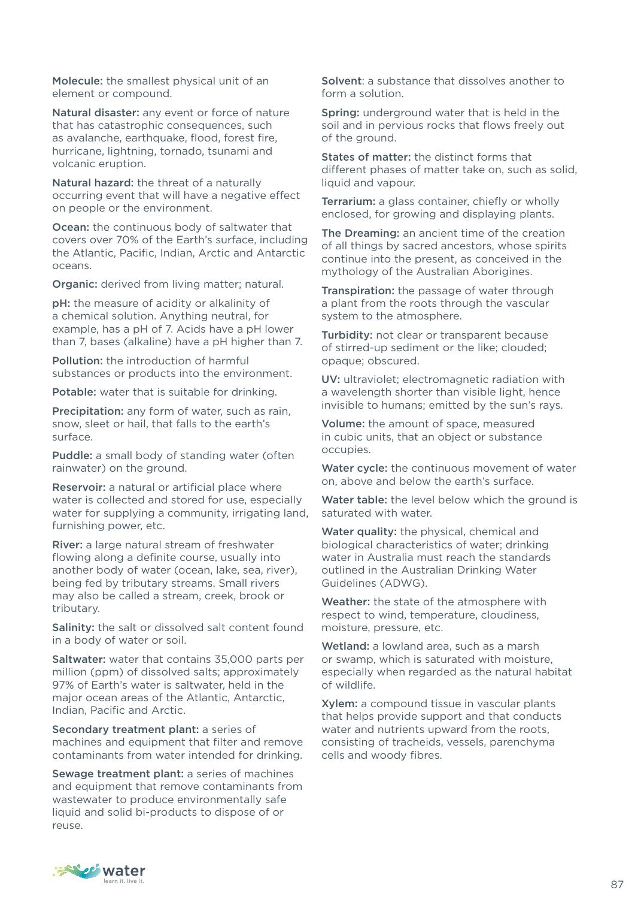**Molecule:** the smallest physical unit of an element or compound.

**Natural disaster:** any event or force of nature that has catastrophic consequences, such as avalanche, earthquake, flood, forest fire, hurricane, lightning, tornado, tsunami and volcanic eruption.

**Natural hazard:** the threat of a naturally occurring event that will have a negative effect on people or the environment.

**Ocean:** the continuous body of saltwater that covers over 70% of the Earth's surface, including the Atlantic, Pacific, Indian, Arctic and Antarctic oceans.

**Organic:** derived from living matter; natural.

**pH:** the measure of acidity or alkalinity of a chemical solution. Anything neutral, for example, has a pH of 7. Acids have a pH lower than 7, bases (alkaline) have a pH higher than 7.

**Pollution:** the introduction of harmful substances or products into the environment.

**Potable:** water that is suitable for drinking.

**Precipitation:** any form of water, such as rain, snow, sleet or hail, that falls to the earth's surface.

**Puddle:** a small body of standing water (often rainwater) on the ground.

**Reservoir:** a natural or artificial place where water is collected and stored for use, especially water for supplying a community, irrigating land, furnishing power, etc.

**River:** a large natural stream of freshwater flowing along a definite course, usually into another body of water (ocean, lake, sea, river), being fed by tributary streams. Small rivers may also be called a stream, creek, brook or tributary.

**Salinity:** the salt or dissolved salt content found in a body of water or soil.

**Saltwater:** water that contains 35,000 parts per million (ppm) of dissolved salts; approximately 97% of Earth's water is saltwater, held in the major ocean areas of the Atlantic, Antarctic, Indian, Pacific and Arctic.

**Secondary treatment plant:** a series of machines and equipment that filter and remove contaminants from water intended for drinking.

**Sewage treatment plant:** a series of machines and equipment that remove contaminants from wastewater to produce environmentally safe liquid and solid bi-products to dispose of or reuse.

**Solvent**: a substance that dissolves another to form a solution.

**Spring:** underground water that is held in the soil and in pervious rocks that flows freely out of the ground.

**States of matter:** the distinct forms that different phases of matter take on, such as solid, liquid and vapour.

**Terrarium:** a glass container, chiefly or wholly enclosed, for growing and displaying plants.

**The Dreaming:** an ancient time of the creation of all things by sacred ancestors, whose spirits continue into the present, as conceived in the mythology of the Australian Aborigines.

**Transpiration:** the passage of water through a plant from the roots through the vascular system to the atmosphere.

**Turbidity:** not clear or transparent because of stirred-up sediment or the like; clouded; opaque; obscured.

**UV:** ultraviolet; electromagnetic radiation with a wavelength shorter than visible light, hence invisible to humans; emitted by the sun's rays.

**Volume:** the amount of space, measured in cubic units, that an object or substance occupies.

**Water cycle:** the continuous movement of water on, above and below the earth's surface.

**Water table:** the level below which the ground is saturated with water.

**Water quality:** the physical, chemical and biological characteristics of water; drinking water in Australia must reach the standards outlined in the Australian Drinking Water Guidelines (ADWG).

**Weather:** the state of the atmosphere with respect to wind, temperature, cloudiness, moisture, pressure, etc.

**Wetland:** a lowland area, such as a marsh or swamp, which is saturated with moisture, especially when regarded as the natural habitat of wildlife.

**Xylem:** a compound tissue in vascular plants that helps provide support and that conducts water and nutrients upward from the roots, consisting of tracheids, vessels, parenchyma cells and woody fibres.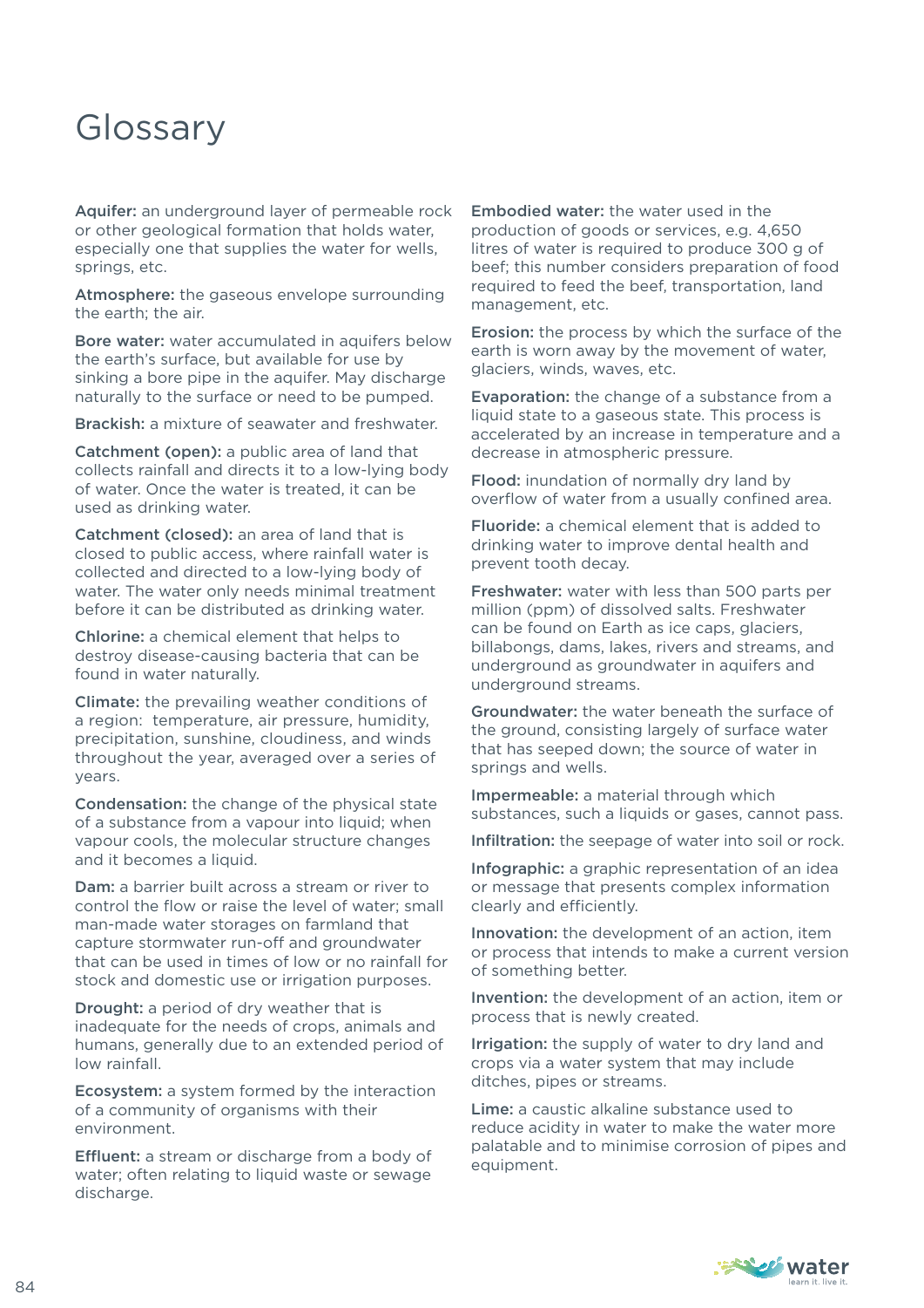# Glossary

**Aquifer:** an underground layer of permeable rock or other geological formation that holds water, especially one that supplies the water for wells, springs, etc.

**Atmosphere:** the gaseous envelope surrounding the earth; the air.

**Bore water:** water accumulated in aquifers below the earth's surface, but available for use by sinking a bore pipe in the aquifer. May discharge naturally to the surface or need to be pumped.

**Brackish:** a mixture of seawater and freshwater.

**Catchment (open):** a public area of land that collects rainfall and directs it to a low-lying body of water. Once the water is treated, it can be used as drinking water.

**Catchment (closed):** an area of land that is closed to public access, where rainfall water is collected and directed to a low-lying body of water. The water only needs minimal treatment before it can be distributed as drinking water.

**Chlorine:** a chemical element that helps to destroy disease-causing bacteria that can be found in water naturally.

**Climate:** the prevailing weather conditions of a region: temperature, air pressure, humidity, precipitation, sunshine, cloudiness, and winds throughout the year, averaged over a series of years.

**Condensation:** the change of the physical state of a substance from a vapour into liquid; when vapour cools, the molecular structure changes and it becomes a liquid.

**Dam:** a barrier built across a stream or river to control the flow or raise the level of water; small man-made water storages on farmland that capture stormwater run-off and groundwater that can be used in times of low or no rainfall for stock and domestic use or irrigation purposes.

**Drought:** a period of dry weather that is inadequate for the needs of crops, animals and humans, generally due to an extended period of low rainfall.

**Ecosystem:** a system formed by the interaction of a community of organisms with their environment.

**Effluent:** a stream or discharge from a body of water; often relating to liquid waste or sewage discharge.

**Embodied water:** the water used in the production of goods or services, e.g. 4,650 litres of water is required to produce 300 g of beef; this number considers preparation of food required to feed the beef, transportation, land management, etc.

**Erosion:** the process by which the surface of the earth is worn away by the movement of water, glaciers, winds, waves, etc.

**Evaporation:** the change of a substance from a liquid state to a gaseous state. This process is accelerated by an increase in temperature and a decrease in atmospheric pressure.

**Flood:** inundation of normally dry land by overflow of water from a usually confined area.

**Fluoride:** a chemical element that is added to drinking water to improve dental health and prevent tooth decay.

**Freshwater:** water with less than 500 parts per million (ppm) of dissolved salts. Freshwater can be found on Earth as ice caps, glaciers, billabongs, dams, lakes, rivers and streams, and underground as groundwater in aquifers and underground streams.

**Groundwater:** the water beneath the surface of the ground, consisting largely of surface water that has seeped down; the source of water in springs and wells.

**Impermeable:** a material through which substances, such a liquids or gases, cannot pass.

**Infiltration:** the seepage of water into soil or rock.

**Infographic:** a graphic representation of an idea or message that presents complex information clearly and efficiently.

**Innovation:** the development of an action, item or process that intends to make a current version of something better.

**Invention:** the development of an action, item or process that is newly created.

**Irrigation:** the supply of water to dry land and crops via a water system that may include ditches, pipes or streams.

**Lime:** a caustic alkaline substance used to reduce acidity in water to make the water more palatable and to minimise corrosion of pipes and equipment.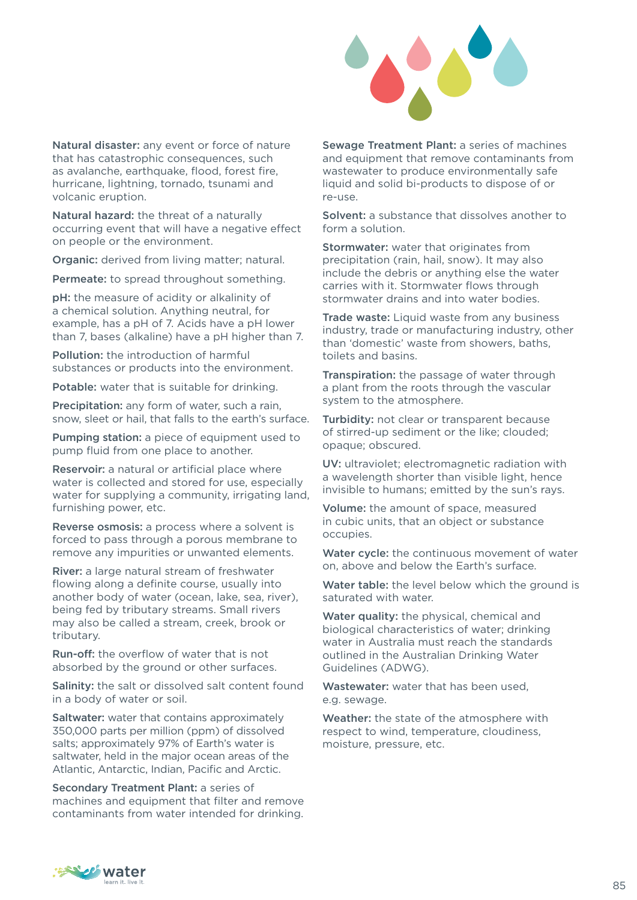**Natural disaster:** any event or force of nature that has catastrophic consequences, such as avalanche, earthquake, flood, forest fire, hurricane, lightning, tornado, tsunami and volcanic eruption.

**Natural hazard:** the threat of a naturally occurring event that will have a negative effect on people or the environment.

**Organic:** derived from living matter; natural.

**Permeate:** to spread throughout something.

**pH:** the measure of acidity or alkalinity of a chemical solution. Anything neutral, for example, has a pH of 7. Acids have a pH lower than 7, bases (alkaline) have a pH higher than 7.

**Pollution:** the introduction of harmful substances or products into the environment.

**Potable:** water that is suitable for drinking.

**Precipitation:** any form of water, such a rain, snow, sleet or hail, that falls to the earth's surface.

**Pumping station:** a piece of equipment used to pump fluid from one place to another.

**Reservoir:** a natural or artificial place where water is collected and stored for use, especially water for supplying a community, irrigating land, furnishing power, etc.

**Reverse osmosis:** a process where a solvent is forced to pass through a porous membrane to remove any impurities or unwanted elements.

**River:** a large natural stream of freshwater flowing along a definite course, usually into another body of water (ocean, lake, sea, river), being fed by tributary streams. Small rivers may also be called a stream, creek, brook or tributary.

**Run-off:** the overflow of water that is not absorbed by the ground or other surfaces.

**Salinity:** the salt or dissolved salt content found in a body of water or soil.

**Saltwater:** water that contains approximately 350,000 parts per million (ppm) of dissolved salts; approximately 97% of Earth's water is saltwater, held in the major ocean areas of the Atlantic, Antarctic, Indian, Pacific and Arctic.

**Secondary Treatment Plant:** a series of machines and equipment that filter and remove contaminants from water intended for drinking.

**Sewage Treatment Plant:** a series of machines and equipment that remove contaminants from wastewater to produce environmentally safe liquid and solid bi-products to dispose of or re-use.

**Solvent:** a substance that dissolves another to form a solution.

**Stormwater:** water that originates from precipitation (rain, hail, snow). It may also include the debris or anything else the water carries with it. Stormwater flows through stormwater drains and into water bodies.

**Trade waste:** Liquid waste from any business industry, trade or manufacturing industry, other than 'domestic' waste from showers, baths, toilets and basins.

**Transpiration:** the passage of water through a plant from the roots through the vascular system to the atmosphere.

**Turbidity:** not clear or transparent because of stirred-up sediment or the like; clouded; opaque; obscured.

**UV:** ultraviolet; electromagnetic radiation with a wavelength shorter than visible light, hence invisible to humans; emitted by the sun's rays.

**Volume:** the amount of space, measured in cubic units, that an object or substance occupies.

**Water cycle:** the continuous movement of water on, above and below the Earth's surface.

**Water table:** the level below which the ground is saturated with water.

**Water quality:** the physical, chemical and biological characteristics of water; drinking water in Australia must reach the standards outlined in the Australian Drinking Water Guidelines (ADWG).

**Wastewater:** water that has been used, e.g. sewage.

**Weather:** the state of the atmosphere with respect to wind, temperature, cloudiness, moisture, pressure, etc.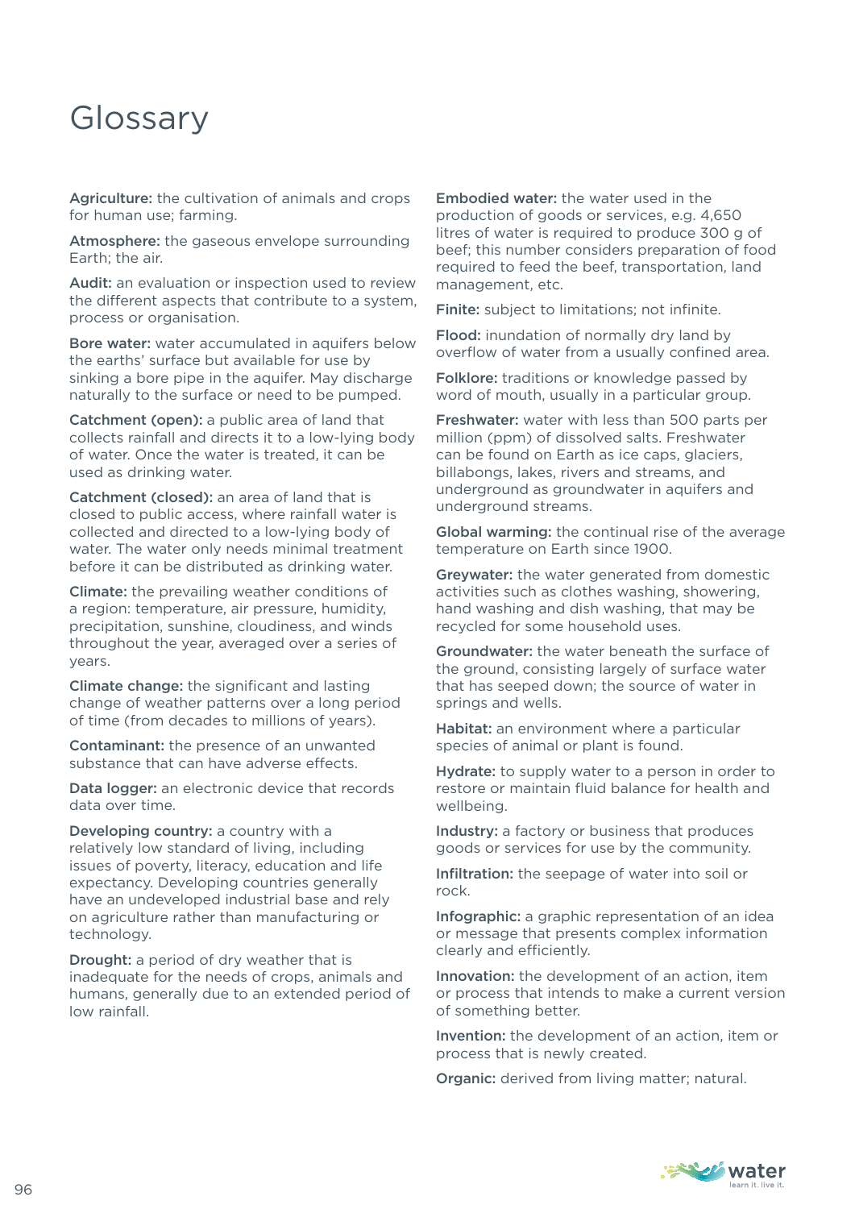# Glossary

**Agriculture:** the cultivation of animals and crops for human use; farming.

**Atmosphere:** the gaseous envelope surrounding Earth; the air.

**Audit:** an evaluation or inspection used to review the different aspects that contribute to a system, process or organisation.

**Bore water:** water accumulated in aquifers below the earths' surface but available for use by sinking a bore pipe in the aquifer. May discharge naturally to the surface or need to be pumped.

**Catchment (open):** a public area of land that collects rainfall and directs it to a low-lying body of water. Once the water is treated, it can be used as drinking water.

**Catchment (closed):** an area of land that is closed to public access, where rainfall water is collected and directed to a low-lying body of water. The water only needs minimal treatment before it can be distributed as drinking water.

**Climate:** the prevailing weather conditions of a region: temperature, air pressure, humidity, precipitation, sunshine, cloudiness, and winds throughout the year, averaged over a series of years.

**Climate change:** the significant and lasting change of weather patterns over a long period of time (from decades to millions of years).

**Contaminant:** the presence of an unwanted substance that can have adverse effects.

**Data logger:** an electronic device that records data over time.

**Developing country:** a country with a relatively low standard of living, including issues of poverty, literacy, education and life expectancy. Developing countries generally have an undeveloped industrial base and rely on agriculture rather than manufacturing or technology.

**Drought:** a period of dry weather that is inadequate for the needs of crops, animals and humans, generally due to an extended period of low rainfall.

**Embodied water:** the water used in the production of goods or services, e.g. 4,650 litres of water is required to produce 300 g of beef; this number considers preparation of food required to feed the beef, transportation, land management, etc.

**Finite:** subject to limitations; not infinite.

**Flood:** inundation of normally dry land by overflow of water from a usually confined area.

**Folklore:** traditions or knowledge passed by word of mouth, usually in a particular group.

**Freshwater:** water with less than 500 parts per million (ppm) of dissolved salts. Freshwater can be found on Earth as ice caps, glaciers, billabongs, lakes, rivers and streams, and underground as groundwater in aquifers and underground streams.

**Global warming:** the continual rise of the average temperature on Earth since 1900.

**Greywater:** the water generated from domestic activities such as clothes washing, showering, hand washing and dish washing, that may be recycled for some household uses.

**Groundwater:** the water beneath the surface of the ground, consisting largely of surface water that has seeped down; the source of water in springs and wells.

**Habitat:** an environment where a particular species of animal or plant is found.

**Hydrate:** to supply water to a person in order to restore or maintain fluid balance for health and wellbeing.

**Industry:** a factory or business that produces goods or services for use by the community.

**Infiltration:** the seepage of water into soil or rock.

**Infographic:** a graphic representation of an idea or message that presents complex information clearly and efficiently.

**Innovation:** the development of an action, item or process that intends to make a current version of something better.

**Invention:** the development of an action, item or process that is newly created.

**Organic:** derived from living matter; natural.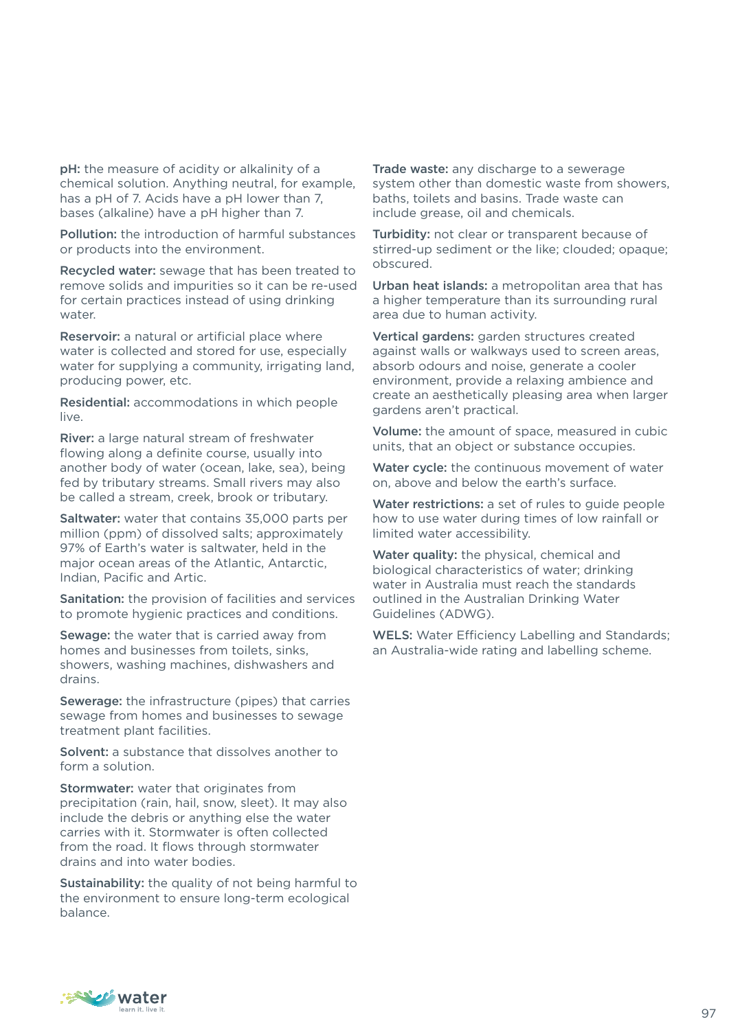**pH:** the measure of acidity or alkalinity of a chemical solution. Anything neutral, for example, has a pH of 7. Acids have a pH lower than 7, bases (alkaline) have a pH higher than 7.

**Pollution:** the introduction of harmful substances or products into the environment.

**Recycled water:** sewage that has been treated to remove solids and impurities so it can be re-used for certain practices instead of using drinking water.

**Reservoir:** a natural or artificial place where water is collected and stored for use, especially water for supplying a community, irrigating land, producing power, etc.

**Residential:** accommodations in which people live.

**River:** a large natural stream of freshwater flowing along a definite course, usually into another body of water (ocean, lake, sea), being fed by tributary streams. Small rivers may also be called a stream, creek, brook or tributary.

**Saltwater:** water that contains 35,000 parts per million (ppm) of dissolved salts; approximately 97% of Earth's water is saltwater, held in the major ocean areas of the Atlantic, Antarctic, Indian, Pacific and Artic.

**Sanitation:** the provision of facilities and services to promote hygienic practices and conditions.

**Sewage:** the water that is carried away from homes and businesses from toilets, sinks, showers, washing machines, dishwashers and drains.

**Sewerage:** the infrastructure (pipes) that carries sewage from homes and businesses to sewage treatment plant facilities.

**Solvent:** a substance that dissolves another to form a solution.

**Stormwater:** water that originates from precipitation (rain, hail, snow, sleet). It may also include the debris or anything else the water carries with it. Stormwater is often collected from the road. It flows through stormwater drains and into water bodies.

**Sustainability:** the quality of not being harmful to the environment to ensure long-term ecological balance.

**Trade waste:** any discharge to a sewerage system other than domestic waste from showers, baths, toilets and basins. Trade waste can include grease, oil and chemicals.

**Turbidity:** not clear or transparent because of stirred-up sediment or the like; clouded; opaque; obscured.

**Urban heat islands:** a metropolitan area that has a higher temperature than its surrounding rural area due to human activity.

**Vertical gardens:** garden structures created against walls or walkways used to screen areas, absorb odours and noise, generate a cooler environment, provide a relaxing ambience and create an aesthetically pleasing area when larger gardens aren't practical.

**Volume:** the amount of space, measured in cubic units, that an object or substance occupies.

**Water cycle:** the continuous movement of water on, above and below the earth's surface.

**Water restrictions:** a set of rules to guide people how to use water during times of low rainfall or limited water accessibility.

**Water quality:** the physical, chemical and biological characteristics of water; drinking water in Australia must reach the standards outlined in the Australian Drinking Water Guidelines (ADWG).

**WELS:** Water Efficiency Labelling and Standards; an Australia-wide rating and labelling scheme.